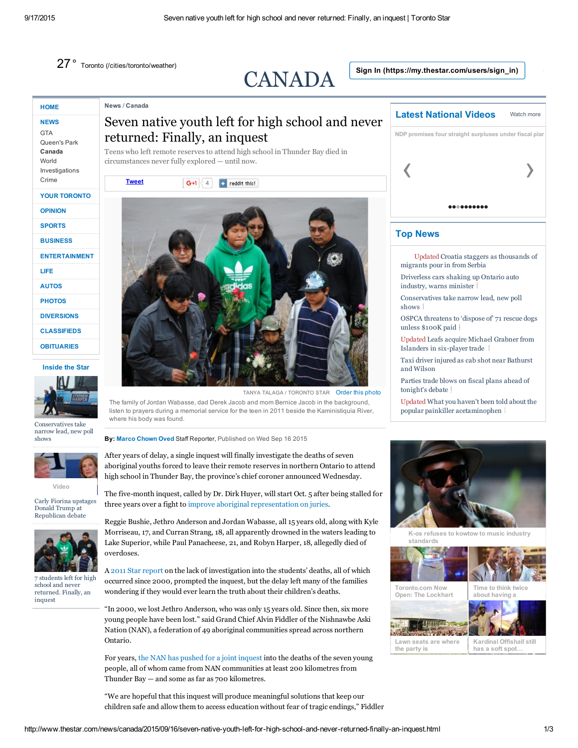News / Canada

# Seven native youth left for high school and never returned: Finally, an inquest

Teens who left remote reserves to attend high school in Thunder Bay died in circumstances never fully explored — until now.

TANYA TALAGA / TORONTO STAR

The family of Jordan Wabasse, dad Derek Jacob and mom Bernice Jacob in the background, listen to prayers during a memorial service for the teen in 2011 beside the Kaministiquia River, where his body was found.

**By:** Marco Chown Oved Staff Reporter, Published on Wed Sep 16 2015

After years of delay, a single inquest will finally investigate the deaths of seven aboriginal youths forced to leave their remote reserves in northern Ontario to attend high school in Thunder Bay, the province's chief coroner announced Wednesday.

The five-month inquest, called by Dr. Dirk Huyer, will start Oct. 5 after being stalled for three years over a fight to improve aboriginal representation on juries.

Reggie Bushie, Jethro Anderson and Jordan Wabasse, all 15 years old, along with Kyle Morriseau, 17, and Curran Strang, 18, all apparently drowned in the waters leading to Lake Superior, while Paul Panacheese, 21, and Robyn Harper, 18, allegedly died of overdoses.

A 2011 Star report on the lack of investigation into the students' deaths, all of which occurred since 2000, prompted the inquest, but the delay left many of the families wondering if they would ever learn the truth about their children's deaths.

"In 2000, we lost Jethro Anderson, who was only 15 years old. Since then, six more young people have been lost." said Grand Chief Alvin Fiddler of the Nishnawbe Aski Nation (NAN), a federation of 49 aboriginal communities spread across northern Ontario.

For years, the NAN has pushed for a joint inquest into the deaths of the seven young people, all of whom came from NAN communities at least 200 kilometres from Thunder Bay — and some as far as 700 kilometres.

"We are hopeful that this inquest will produce meaningful solutions that keep our children safe and allow them to access education without fear of tragic endings," Fiddler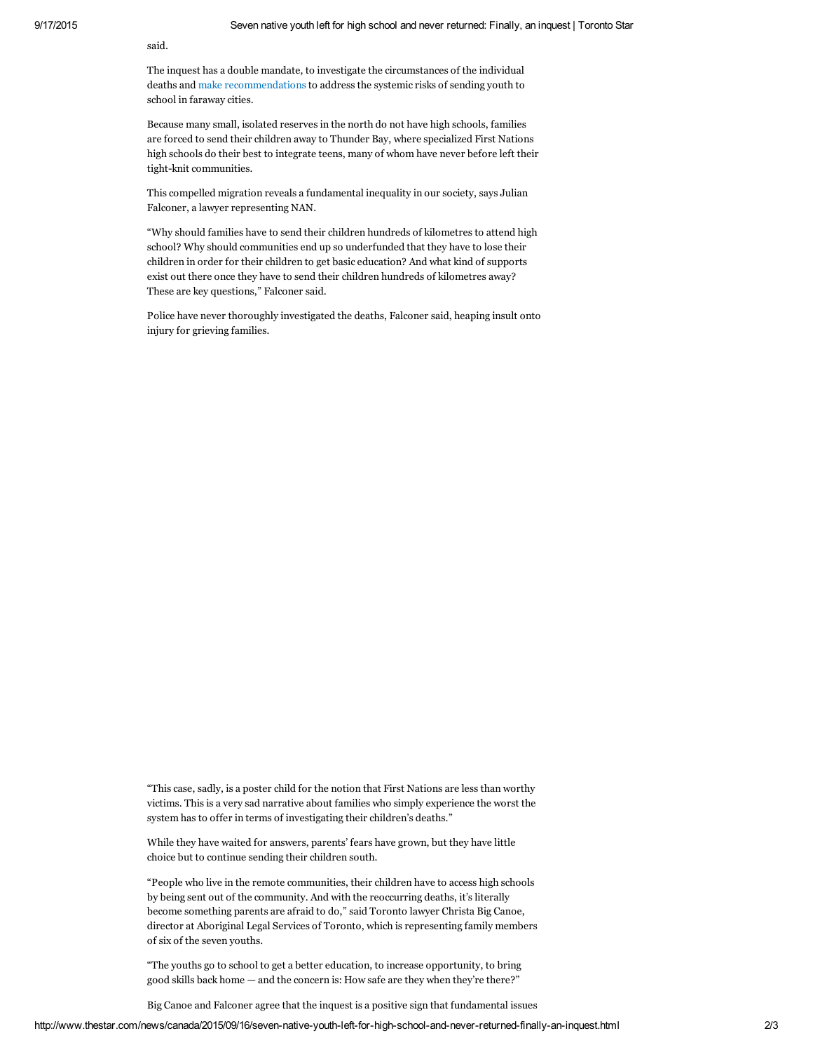said.

The inquest has a double mandate, to investigate the circumstances of the individual deaths and make recommendations to address the systemic risks of sending youth to school in faraway cities.

Because many small, isolated reserves in the north do not have high schools, families are forced to send their children away to Thunder Bay, where specialized First Nations high schools do their best to integrate teens, many of whom have never before left their tight-knit communities.

This compelled migration reveals a fundamental inequality in our society, says Julian Falconer, a lawyer representing NAN.

"Why should families have to send their children hundreds of kilometres to attend high school? Why should communities end up so underfunded that they have to lose their children in order for their children to get basic education? And what kind of supports exist out there once they have to send their children hundreds of kilometres away? These are key questions," Falconer said.

Police have never thoroughly investigated the deaths, Falconer said, heaping insult onto injury for grieving families.

"This case, sadly, is a poster child for the notion that First Nations are less than worthy victims. This is a very sad narrative about families who simply experience the worst the system has to offer in terms of investigating their children's deaths."

While they have waited for answers, parents' fears have grown, but they have little choice but to continue sending their children south.

"People who live in the remote communities, their children have to access high schools by being sent out of the community. And with the reoccurring deaths, it's literally become something parents are afraid to do," said Toronto lawyer Christa Big Canoe, director at Aboriginal Legal Services of Toronto, which is representing family members of six of the seven youths.

"The youths go to school to get a better education, to increase opportunity, to bring good skills back home — and the concern is: How safe are they when they're there?"

Big Canoe and Falconer agree that the inquest is a positive sign that fundamental issues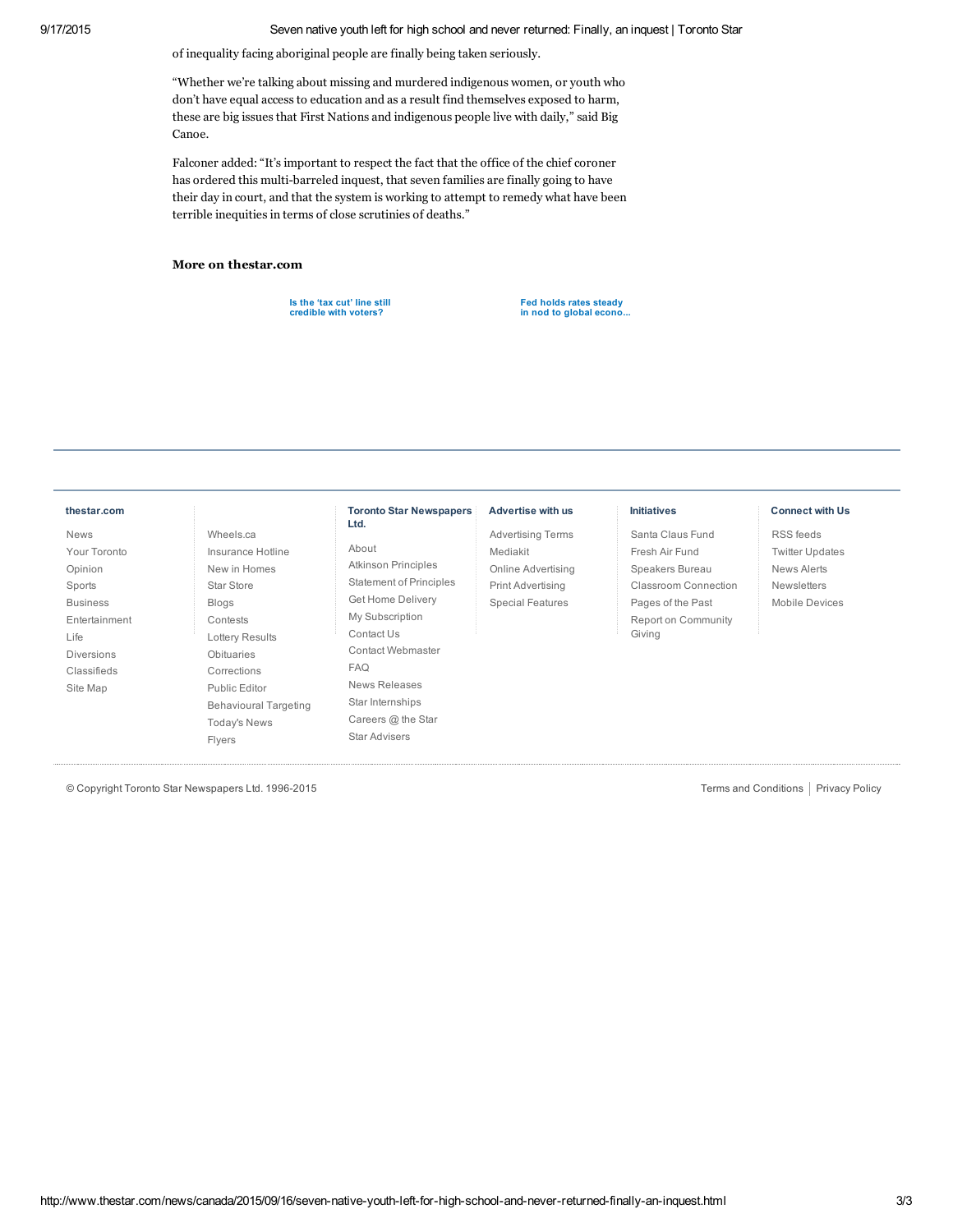of inequality facing aboriginal people are finally being taken seriously.

“Whether we’re talking about missing and murdered indigenous women, or youth who don’t have equal access to education and as a result find themselves exposed to harm, these are big issues that First Nations and indigenous people live with daily,” said Big Canoe.

Falconer added: “It’s important to respect the fact that the office of the chief coroner has ordered this multi-barreled inquest, that seven families are finally going to have their day in court, and that the system is working to attempt to remedy what have been terrible inequities in terms of close scrutinies of deaths.”

**More on thestar.com**

Is the ‘tax cut’ line still credible with voters?

Fed holds rates steady in nod to global econo...

**thestar.com**

- News
- Your Toronto
- Opinion
- Sports
- Business
- Entertainment
- Life
- Diversions
- Classifieds
- Site Map

- Wheels.ca
- Insurance Hotline
- New in Homes
- Star Store
- Blogs
- Contests
- Lottery Results
- Obituaries
- Corrections
- Public Editor
- Behavioural Targeting
- Today's News
- Flyers

**Toronto Star Newspapers Ltd.**

- About
- Atkinson Principles
- Statement of Principles
- Get Home Delivery
- My Subscription
- Contact Us
- Contact Webmaster
- FAQ
- News Releases
- Star Internships
- Careers @ the Star
- Star Advisers

**Advertise with us**

- Advertising Terms
- Mediakit
- Online Advertising
- Print Advertising
- Special Features

**Initiatives**

- Santa Claus Fund
- Fresh Air Fund
- Speakers Bureau
- Classroom Connection
- Pages of the Past
- Report on Community Giving

**Connect with Us**

- RSS feeds
- Twitter Updates
- News Alerts
- Newsletters
- Mobile Devices

© Copyright Toronto Star Newspapers Ltd. 1996-2015

Terms and Conditions | Privacy Policy